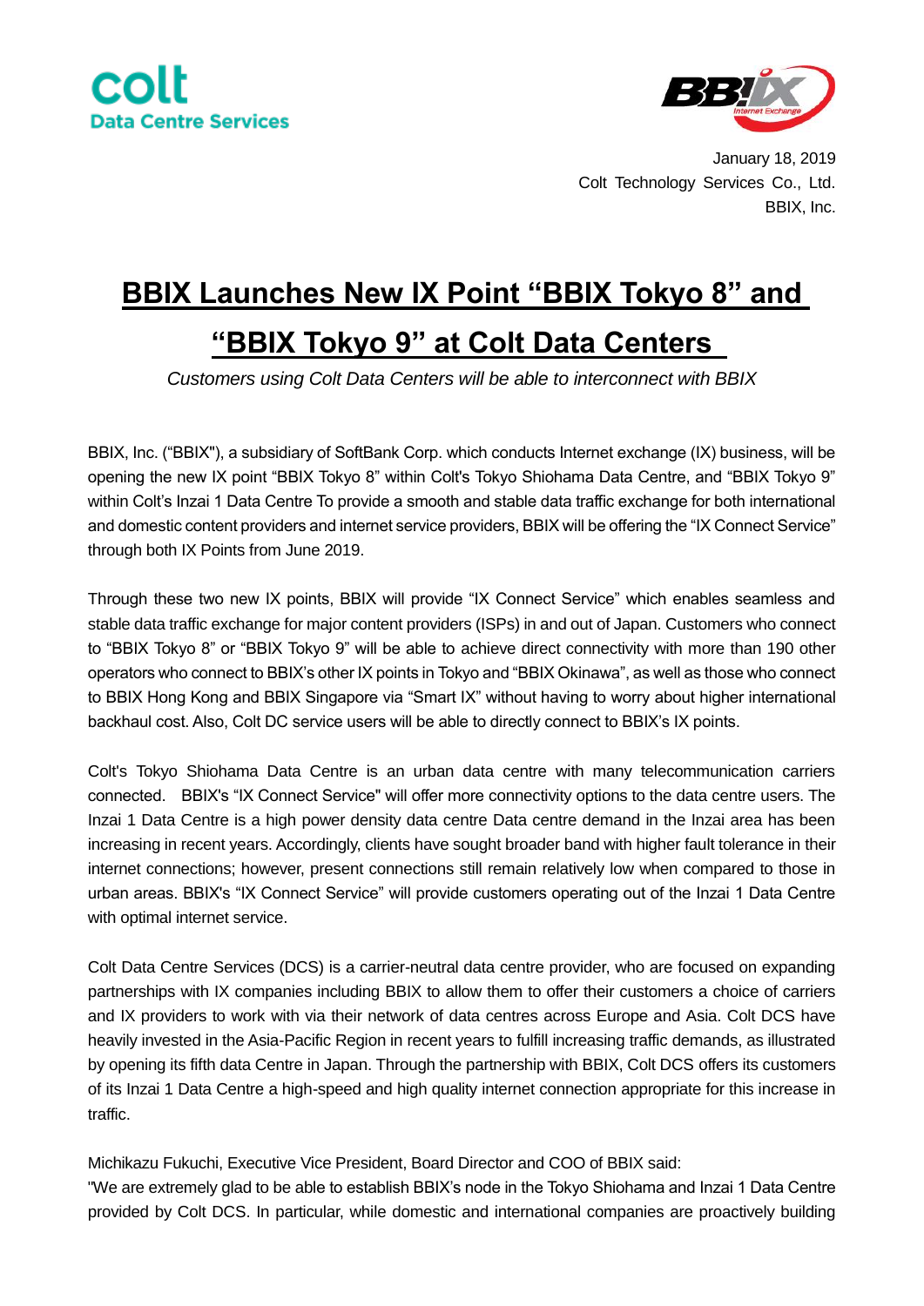colt
Data Centre Services

BB!IX Internet Exchange

January 18, 2019
Colt Technology Services Co., Ltd.
BBIX, Inc.

# BBIX Launches New IX Point "BBIX Tokyo 8" and "BBIX Tokyo 9" at Colt Data Centers

*Customers using Colt Data Centers will be able to interconnect with BBIX*

BBIX, Inc. ("BBIX"), a subsidiary of SoftBank Corp. which conducts Internet exchange (IX) business, will be opening the new IX point "BBIX Tokyo 8" within Colt's Tokyo Shiohama Data Centre, and "BBIX Tokyo 9" within Colt's Inzai 1 Data Centre To provide a smooth and stable data traffic exchange for both international and domestic content providers and internet service providers, BBIX will be offering the "IX Connect Service" through both IX Points from June 2019.

Through these two new IX points, BBIX will provide "IX Connect Service" which enables seamless and stable data traffic exchange for major content providers (ISPs) in and out of Japan. Customers who connect to "BBIX Tokyo 8" or "BBIX Tokyo 9" will be able to achieve direct connectivity with more than 190 other operators who connect to BBIX's other IX points in Tokyo and "BBIX Okinawa", as well as those who connect to BBIX Hong Kong and BBIX Singapore via "Smart IX" without having to worry about higher international backhaul cost. Also, Colt DC service users will be able to directly connect to BBIX's IX points.

Colt's Tokyo Shiohama Data Centre is an urban data centre with many telecommunication carriers connected. BBIX's "IX Connect Service" will offer more connectivity options to the data centre users. The Inzai 1 Data Centre is a high power density data centre Data centre demand in the Inzai area has been increasing in recent years. Accordingly, clients have sought broader band with higher fault tolerance in their internet connections; however, present connections still remain relatively low when compared to those in urban areas. BBIX's "IX Connect Service" will provide customers operating out of the Inzai 1 Data Centre with optimal internet service.

Colt Data Centre Services (DCS) is a carrier-neutral data centre provider, who are focused on expanding partnerships with IX companies including BBIX to allow them to offer their customers a choice of carriers and IX providers to work with via their network of data centres across Europe and Asia. Colt DCS have heavily invested in the Asia-Pacific Region in recent years to fulfill increasing traffic demands, as illustrated by opening its fifth data Centre in Japan. Through the partnership with BBIX, Colt DCS offers its customers of its Inzai 1 Data Centre a high-speed and high quality internet connection appropriate for this increase in traffic.

Michikazu Fukuchi, Executive Vice President, Board Director and COO of BBIX said:
"We are extremely glad to be able to establish BBIX's node in the Tokyo Shiohama and Inzai 1 Data Centre provided by Colt DCS. In particular, while domestic and international companies are proactively building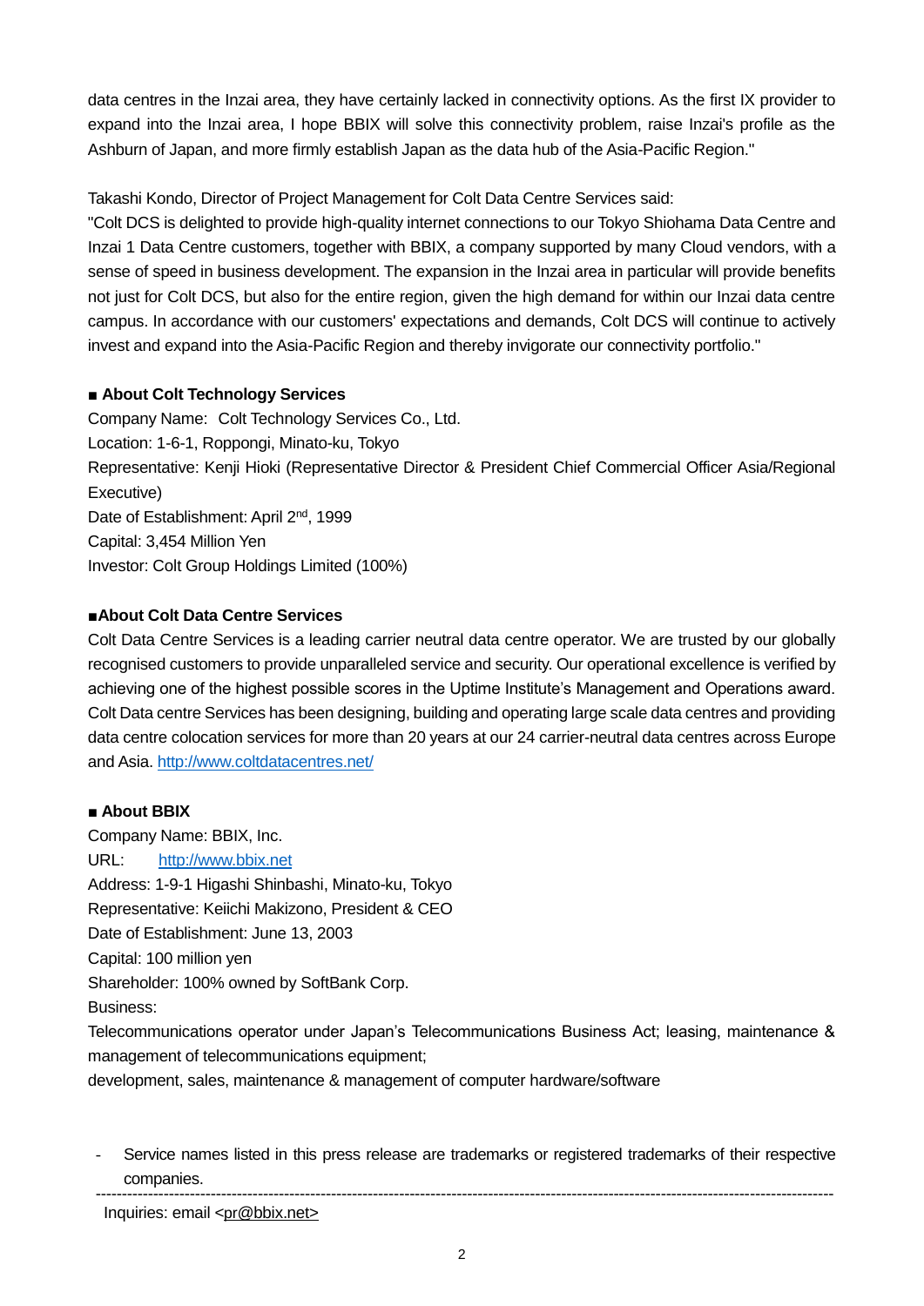data centres in the Inzai area, they have certainly lacked in connectivity options. As the first IX provider to expand into the Inzai area, I hope BBIX will solve this connectivity problem, raise Inzai's profile as the Ashburn of Japan, and more firmly establish Japan as the data hub of the Asia-Pacific Region."

Takashi Kondo, Director of Project Management for Colt Data Centre Services said:
"Colt DCS is delighted to provide high-quality internet connections to our Tokyo Shiohama Data Centre and Inzai 1 Data Centre customers, together with BBIX, a company supported by many Cloud vendors, with a sense of speed in business development. The expansion in the Inzai area in particular will provide benefits not just for Colt DCS, but also for the entire region, given the high demand for within our Inzai data centre campus. In accordance with our customers' expectations and demands, Colt DCS will continue to actively invest and expand into the Asia-Pacific Region and thereby invigorate our connectivity portfolio."

**■ About Colt Technology Services**

Company Name: Colt Technology Services Co., Ltd.
Location: 1-6-1, Roppongi, Minato-ku, Tokyo
Representative: Kenji Hioki (Representative Director & President Chief Commercial Officer Asia/Regional Executive)
Date of Establishment: April 2nd, 1999
Capital: 3,454 Million Yen
Investor: Colt Group Holdings Limited (100%)

**■About Colt Data Centre Services**

Colt Data Centre Services is a leading carrier neutral data centre operator. We are trusted by our globally recognised customers to provide unparalleled service and security. Our operational excellence is verified by achieving one of the highest possible scores in the Uptime Institute's Management and Operations award. Colt Data centre Services has been designing, building and operating large scale data centres and providing data centre colocation services for more than 20 years at our 24 carrier-neutral data centres across Europe and Asia. http://www.coltdatacentres.net/

**■ About BBIX**

Company Name: BBIX, Inc.
URL: http://www.bbix.net
Address: 1-9-1 Higashi Shinbashi, Minato-ku, Tokyo
Representative: Keiichi Makizono, President & CEO
Date of Establishment: June 13, 2003
Capital: 100 million yen
Shareholder: 100% owned by SoftBank Corp.
Business:
Telecommunications operator under Japan's Telecommunications Business Act; leasing, maintenance & management of telecommunications equipment;
development, sales, maintenance & management of computer hardware/software

- Service names listed in this press release are trademarks or registered trademarks of their respective companies.

---

Inquiries: email <pr@bbix.net>